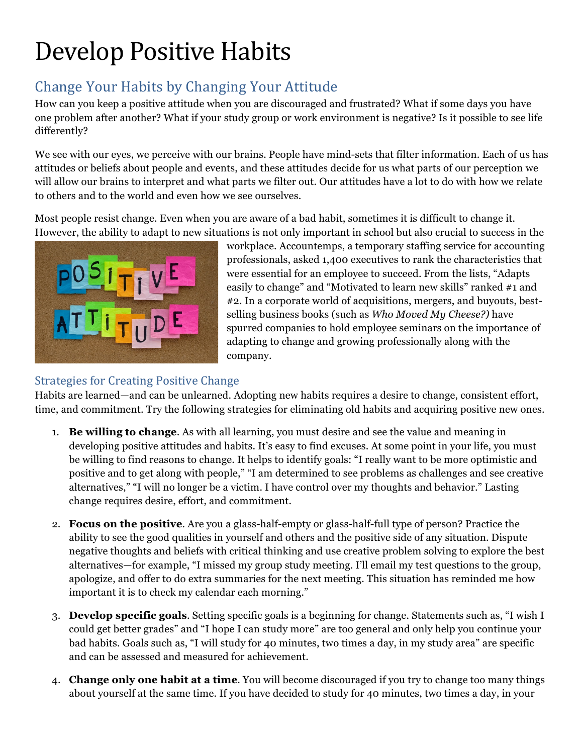# Develop Positive Habits

## Change Your Habits by Changing Your Attitude

How can you keep a positive attitude when you are discouraged and frustrated? What if some days you have one problem after another? What if your study group or work environment is negative? Is it possible to see life differently?

We see with our eyes, we perceive with our brains. People have mind-sets that filter information. Each of us has attitudes or beliefs about people and events, and these attitudes decide for us what parts of our perception we will allow our brains to interpret and what parts we filter out. Our attitudes have a lot to do with how we relate to others and to the world and even how we see ourselves.

Most people resist change. Even when you are aware of a bad habit, sometimes it is difficult to change it. However, the ability to adapt to new situations is not only important in school but also crucial to success in the workplace. Accountemps, a temporary staffing service for accounting professionals, asked 1,400 executives to rank the characteristics that were essential for an employee to succeed. From the lists, "Adapts easily to change" and "Motivated to learn new skills" ranked #1 and #2. In a corporate world of acquisitions, mergers, and buyouts, best-selling business books (such as *Who Moved My Cheese?)* have spurred companies to hold employee seminars on the importance of adapting to change and growing professionally along with the company.

### Strategies for Creating Positive Change

Habits are learned—and can be unlearned. Adopting new habits requires a desire to change, consistent effort, time, and commitment. Try the following strategies for eliminating old habits and acquiring positive new ones.

1. **Be willing to change**. As with all learning, you must desire and see the value and meaning in developing positive attitudes and habits. It's easy to find excuses. At some point in your life, you must be willing to find reasons to change. It helps to identify goals: "I really want to be more optimistic and positive and to get along with people," "I am determined to see problems as challenges and see creative alternatives," "I will no longer be a victim. I have control over my thoughts and behavior." Lasting change requires desire, effort, and commitment.

2. **Focus on the positive**. Are you a glass-half-empty or glass-half-full type of person? Practice the ability to see the good qualities in yourself and others and the positive side of any situation. Dispute negative thoughts and beliefs with critical thinking and use creative problem solving to explore the best alternatives—for example, "I missed my group study meeting. I'll email my test questions to the group, apologize, and offer to do extra summaries for the next meeting. This situation has reminded me how important it is to check my calendar each morning."

3. **Develop specific goals**. Setting specific goals is a beginning for change. Statements such as, "I wish I could get better grades" and "I hope I can study more" are too general and only help you continue your bad habits. Goals such as, "I will study for 40 minutes, two times a day, in my study area" are specific and can be assessed and measured for achievement.

4. **Change only one habit at a time**. You will become discouraged if you try to change too many things about yourself at the same time. If you have decided to study for 40 minutes, two times a day, in your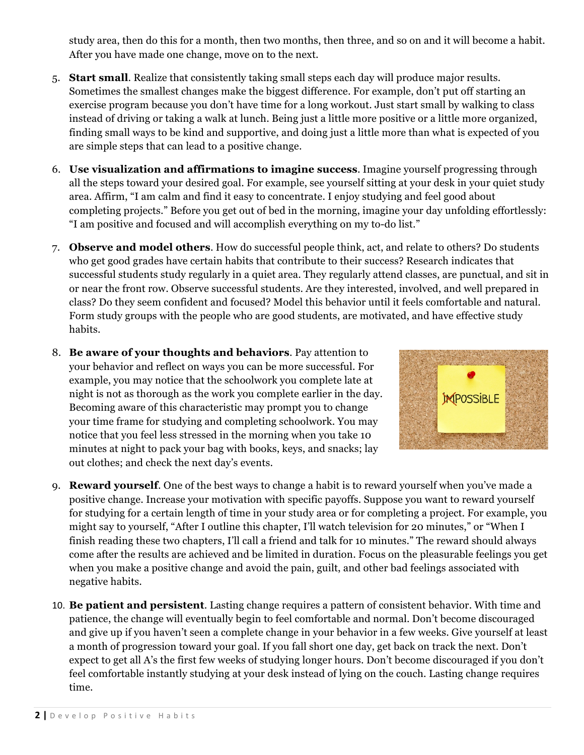study area, then do this for a month, then two months, then three, and so on and it will become a habit. After you have made one change, move on to the next.

5. **Start small**. Realize that consistently taking small steps each day will produce major results. Sometimes the smallest changes make the biggest difference. For example, don't put off starting an exercise program because you don't have time for a long workout. Just start small by walking to class instead of driving or taking a walk at lunch. Being just a little more positive or a little more organized, finding small ways to be kind and supportive, and doing just a little more than what is expected of you are simple steps that can lead to a positive change.

6. **Use visualization and affirmations to imagine success**. Imagine yourself progressing through all the steps toward your desired goal. For example, see yourself sitting at your desk in your quiet study area. Affirm, "I am calm and find it easy to concentrate. I enjoy studying and feel good about completing projects." Before you get out of bed in the morning, imagine your day unfolding effortlessly: "I am positive and focused and will accomplish everything on my to-do list."

7. **Observe and model others**. How do successful people think, act, and relate to others? Do students who get good grades have certain habits that contribute to their success? Research indicates that successful students study regularly in a quiet area. They regularly attend classes, are punctual, and sit in or near the front row. Observe successful students. Are they interested, involved, and well prepared in class? Do they seem confident and focused? Model this behavior until it feels comfortable and natural. Form study groups with the people who are good students, are motivated, and have effective study habits.

8. **Be aware of your thoughts and behaviors**. Pay attention to your behavior and reflect on ways you can be more successful. For example, you may notice that the schoolwork you complete late at night is not as thorough as the work you complete earlier in the day. Becoming aware of this characteristic may prompt you to change your time frame for studying and completing schoolwork. You may notice that you feel less stressed in the morning when you take 10 minutes at night to pack your bag with books, keys, and snacks; lay out clothes; and check the next day's events.

9. **Reward yourself**. One of the best ways to change a habit is to reward yourself when you've made a positive change. Increase your motivation with specific payoffs. Suppose you want to reward yourself for studying for a certain length of time in your study area or for completing a project. For example, you might say to yourself, "After I outline this chapter, I'll watch television for 20 minutes," or "When I finish reading these two chapters, I'll call a friend and talk for 10 minutes." The reward should always come after the results are achieved and be limited in duration. Focus on the pleasurable feelings you get when you make a positive change and avoid the pain, guilt, and other bad feelings associated with negative habits.

10. **Be patient and persistent**. Lasting change requires a pattern of consistent behavior. With time and patience, the change will eventually begin to feel comfortable and normal. Don't become discouraged and give up if you haven't seen a complete change in your behavior in a few weeks. Give yourself at least a month of progression toward your goal. If you fall short one day, get back on track the next. Don't expect to get all A's the first few weeks of studying longer hours. Don't become discouraged if you don't feel comfortable instantly studying at your desk instead of lying on the couch. Lasting change requires time.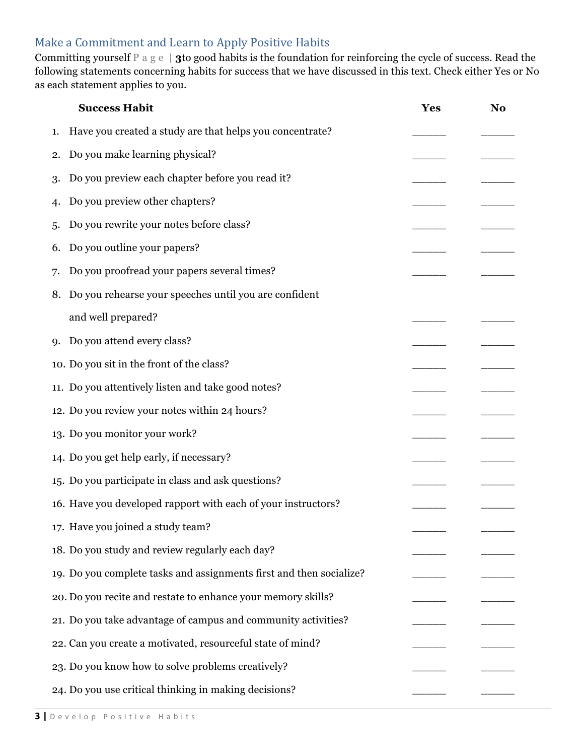## Make a Commitment and Learn to Apply Positive Habits

Committing yourself to good habits is the foundation for reinforcing the cycle of success. Read the following statements concerning habits for success that we have discussed in this text. Check either Yes or No as each statement applies to you.

| Success Habit | Yes | No |
|---|---|---|
| 1. Have you created a study are that helps you concentrate? | ______ | ______ |
| 2. Do you make learning physical? | ______ | ______ |
| 3. Do you preview each chapter before you read it? | ______ | ______ |
| 4. Do you preview other chapters? | ______ | ______ |
| 5. Do you rewrite your notes before class? | ______ | ______ |
| 6. Do you outline your papers? | ______ | ______ |
| 7. Do you proofread your papers several times? | ______ | ______ |
| 8. Do you rehearse your speeches until you are confident and well prepared? | ______ | ______ |
| 9. Do you attend every class? | ______ | ______ |
| 10. Do you sit in the front of the class? | ______ | ______ |
| 11. Do you attentively listen and take good notes? | ______ | ______ |
| 12. Do you review your notes within 24 hours? | ______ | ______ |
| 13. Do you monitor your work? | ______ | ______ |
| 14. Do you get help early, if necessary? | ______ | ______ |
| 15. Do you participate in class and ask questions? | ______ | ______ |
| 16. Have you developed rapport with each of your instructors? | ______ | ______ |
| 17. Have you joined a study team? | ______ | ______ |
| 18. Do you study and review regularly each day? | ______ | ______ |
| 19. Do you complete tasks and assignments first and then socialize? | ______ | ______ |
| 20. Do you recite and restate to enhance your memory skills? | ______ | ______ |
| 21. Do you take advantage of campus and community activities? | ______ | ______ |
| 22. Can you create a motivated, resourceful state of mind? | ______ | ______ |
| 23. Do you know how to solve problems creatively? | ______ | ______ |
| 24. Do you use critical thinking in making decisions? | ______ | ______ |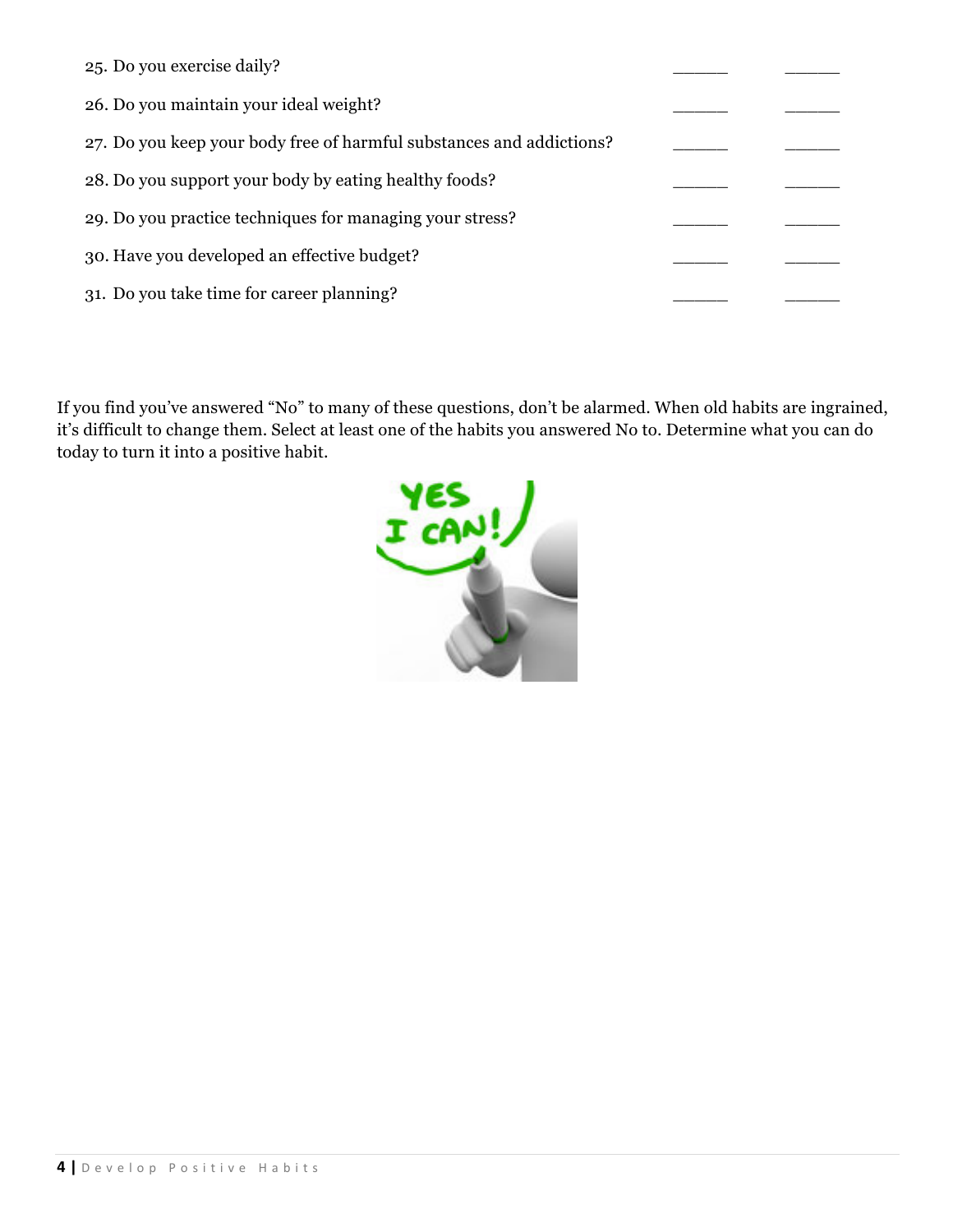25. Do you exercise daily? ______ ______

26. Do you maintain your ideal weight? ______ ______

27. Do you keep your body free of harmful substances and addictions? ______ ______

28. Do you support your body by eating healthy foods? ______ ______

29. Do you practice techniques for managing your stress? ______ ______

30. Have you developed an effective budget? ______ ______

31. Do you take time for career planning? ______ ______

If you find you've answered "No" to many of these questions, don't be alarmed. When old habits are ingrained, it's difficult to change them. Select at least one of the habits you answered No to. Determine what you can do today to turn it into a positive habit.